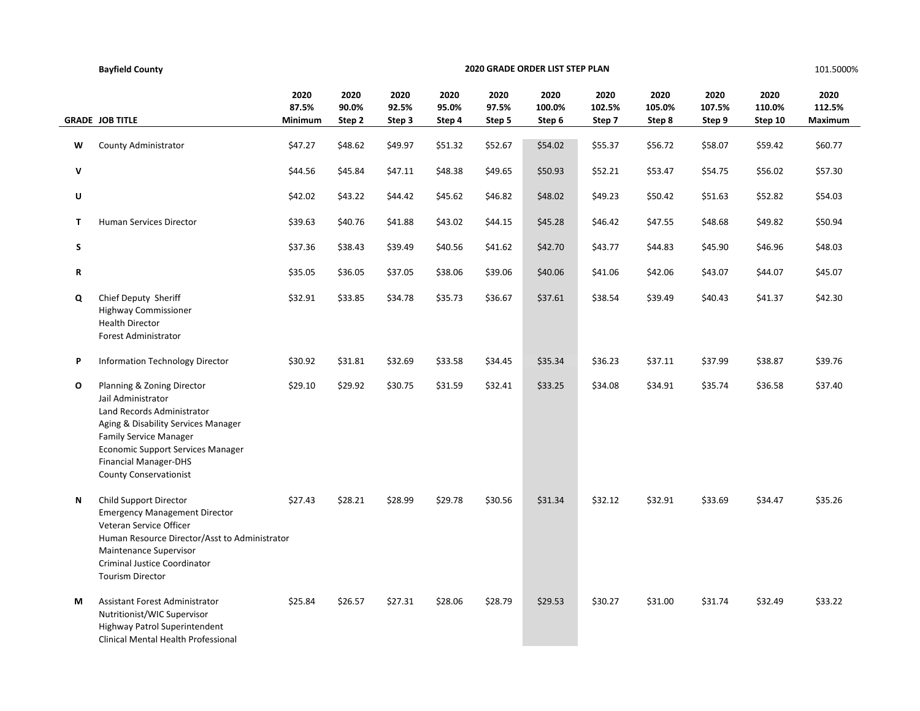**Bayfield County** | **2020 GRADE ORDER LIST STEP PLAN** | 101.5000%

| GRADE | JOB TITLE | 2020 87.5% Minimum | 2020 90.0% Step 2 | 2020 92.5% Step 3 | 2020 95.0% Step 4 | 2020 97.5% Step 5 | 2020 100.0% Step 6 | 2020 102.5% Step 7 | 2020 105.0% Step 8 | 2020 107.5% Step 9 | 2020 110.0% Step 10 | 2020 112.5% Maximum |
|---|---|---|---|---|---|---|---|---|---|---|---|---|
| **W** | County Administrator | $47.27 | $48.62 | $49.97 | $51.32 | $52.67 | $54.02 | $55.37 | $56.72 | $58.07 | $59.42 | $60.77 |
| **V** | | $44.56 | $45.84 | $47.11 | $48.38 | $49.65 | $50.93 | $52.21 | $53.47 | $54.75 | $56.02 | $57.30 |
| **U** | | $42.02 | $43.22 | $44.42 | $45.62 | $46.82 | $48.02 | $49.23 | $50.42 | $51.63 | $52.82 | $54.03 |
| **T** | Human Services Director | $39.63 | $40.76 | $41.88 | $43.02 | $44.15 | $45.28 | $46.42 | $47.55 | $48.68 | $49.82 | $50.94 |
| **S** | | $37.36 | $38.43 | $39.49 | $40.56 | $41.62 | $42.70 | $43.77 | $44.83 | $45.90 | $46.96 | $48.03 |
| **R** | | $35.05 | $36.05 | $37.05 | $38.06 | $39.06 | $40.06 | $41.06 | $42.06 | $43.07 | $44.07 | $45.07 |
| **Q** | Chief Deputy Sheriff<br>Highway Commissioner<br>Health Director<br>Forest Administrator | $32.91 | $33.85 | $34.78 | $35.73 | $36.67 | $37.61 | $38.54 | $39.49 | $40.43 | $41.37 | $42.30 |
| **P** | Information Technology Director | $30.92 | $31.81 | $32.69 | $33.58 | $34.45 | $35.34 | $36.23 | $37.11 | $37.99 | $38.87 | $39.76 |
| **O** | Planning & Zoning Director<br>Jail Administrator<br>Land Records Administrator<br>Aging & Disability Services Manager<br>Family Service Manager<br>Economic Support Services Manager<br>Financial Manager-DHS<br>County Conservationist | $29.10 | $29.92 | $30.75 | $31.59 | $32.41 | $33.25 | $34.08 | $34.91 | $35.74 | $36.58 | $37.40 |
| **N** | Child Support Director<br>Emergency Management Director<br>Veteran Service Officer<br>Human Resource Director/Asst to Administrator<br>Maintenance Supervisor<br>Criminal Justice Coordinator<br>Tourism Director | $27.43 | $28.21 | $28.99 | $29.78 | $30.56 | $31.34 | $32.12 | $32.91 | $33.69 | $34.47 | $35.26 |
| **M** | Assistant Forest Administrator<br>Nutritionist/WIC Supervisor<br>Highway Patrol Superintendent<br>Clinical Mental Health Professional | $25.84 | $26.57 | $27.31 | $28.06 | $28.79 | $29.53 | $30.27 | $31.00 | $31.74 | $32.49 | $33.22 |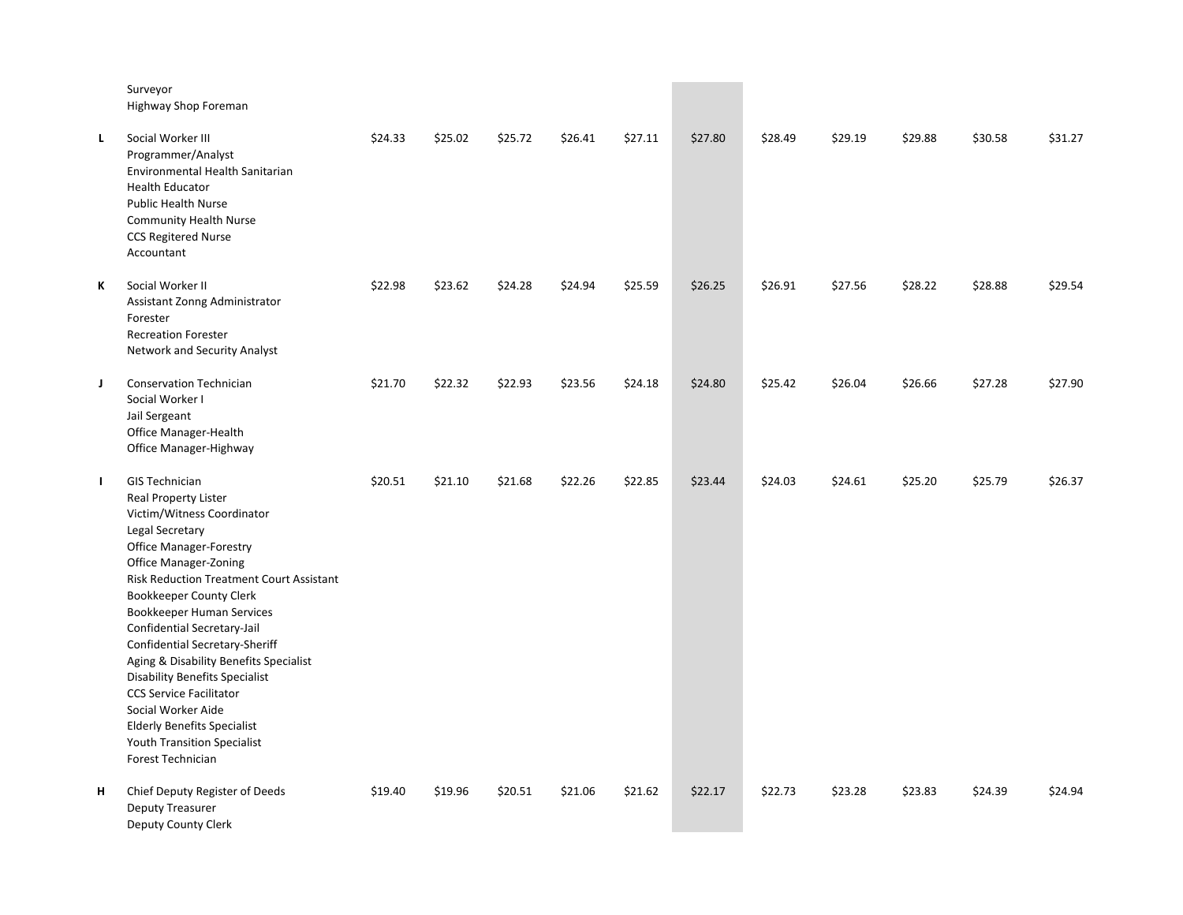| Grade | Position | | | | | | | | | | | |
|---|---|---|---|---|---|---|---|---|---|---|---|---|
| | Surveyor<br>Highway Shop Foreman | | | | | | | | | | | |
| L | Social Worker III<br>Programmer/Analyst<br>Environmental Health Sanitarian<br>Health Educator<br>Public Health Nurse<br>Community Health Nurse<br>CCS Regitered Nurse<br>Accountant | $24.33 | $25.02 | $25.72 | $26.41 | $27.11 | $27.80 | $28.49 | $29.19 | $29.88 | $30.58 | $31.27 |
| K | Social Worker II<br>Assistant Zonng Administrator<br>Forester<br>Recreation Forester<br>Network and Security Analyst | $22.98 | $23.62 | $24.28 | $24.94 | $25.59 | $26.25 | $26.91 | $27.56 | $28.22 | $28.88 | $29.54 |
| J | Conservation Technician<br>Social Worker I<br>Jail Sergeant<br>Office Manager-Health<br>Office Manager-Highway | $21.70 | $22.32 | $22.93 | $23.56 | $24.18 | $24.80 | $25.42 | $26.04 | $26.66 | $27.28 | $27.90 |
| I | GIS Technician<br>Real Property Lister<br>Victim/Witness Coordinator<br>Legal Secretary<br>Office Manager-Forestry<br>Office Manager-Zoning<br>Risk Reduction Treatment Court Assistant<br>Bookkeeper County Clerk<br>Bookkeeper Human Services<br>Confidential Secretary-Jail<br>Confidential Secretary-Sheriff<br>Aging & Disability Benefits Specialist<br>Disability Benefits Specialist<br>CCS Service Facilitator<br>Social Worker Aide<br>Elderly Benefits Specialist<br>Youth Transition Specialist<br>Forest Technician | $20.51 | $21.10 | $21.68 | $22.26 | $22.85 | $23.44 | $24.03 | $24.61 | $25.20 | $25.79 | $26.37 |
| H | Chief Deputy Register of Deeds<br>Deputy Treasurer<br>Deputy County Clerk | $19.40 | $19.96 | $20.51 | $21.06 | $21.62 | $22.17 | $22.73 | $23.28 | $23.83 | $24.39 | $24.94 |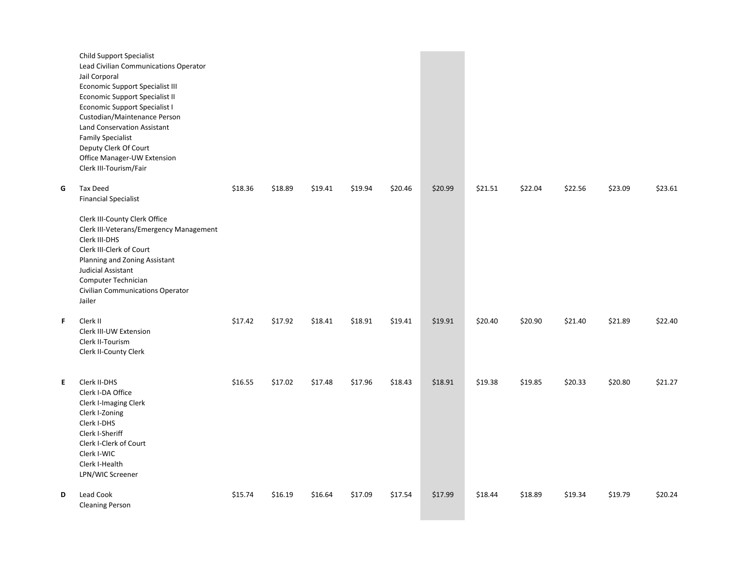| Grade | Position | | | | | | | | | | | |
|---|---|---|---|---|---|---|---|---|---|---|---|---|
| | Child Support Specialist<br>Lead Civilian Communications Operator<br>Jail Corporal<br>Economic Support Specialist III<br>Economic Support Specialist II<br>Economic Support Specialist I<br>Custodian/Maintenance Person<br>Land Conservation Assistant<br>Family Specialist<br>Deputy Clerk Of Court<br>Office Manager-UW Extension<br>Clerk III-Tourism/Fair | | | | | | | | | | | |
| G | Tax Deed<br>Financial Specialist<br><br>Clerk III-County Clerk Office<br>Clerk III-Veterans/Emergency Management<br>Clerk III-DHS<br>Clerk III-Clerk of Court<br>Planning and Zoning Assistant<br>Judicial Assistant<br>Computer Technician<br>Civilian Communications Operator<br>Jailer | $18.36 | $18.89 | $19.41 | $19.94 | $20.46 | $20.99 | $21.51 | $22.04 | $22.56 | $23.09 | $23.61 |
| F | Clerk II<br>Clerk III-UW Extension<br>Clerk II-Tourism<br>Clerk II-County Clerk | $17.42 | $17.92 | $18.41 | $18.91 | $19.41 | $19.91 | $20.40 | $20.90 | $21.40 | $21.89 | $22.40 |
| E | Clerk II-DHS<br>Clerk I-DA Office<br>Clerk I-Imaging Clerk<br>Clerk I-Zoning<br>Clerk I-DHS<br>Clerk I-Sheriff<br>Clerk I-Clerk of Court<br>Clerk I-WIC<br>Clerk I-Health<br>LPN/WIC Screener | $16.55 | $17.02 | $17.48 | $17.96 | $18.43 | $18.91 | $19.38 | $19.85 | $20.33 | $20.80 | $21.27 |
| D | Lead Cook<br>Cleaning Person | $15.74 | $16.19 | $16.64 | $17.09 | $17.54 | $17.99 | $18.44 | $18.89 | $19.34 | $19.79 | $20.24 |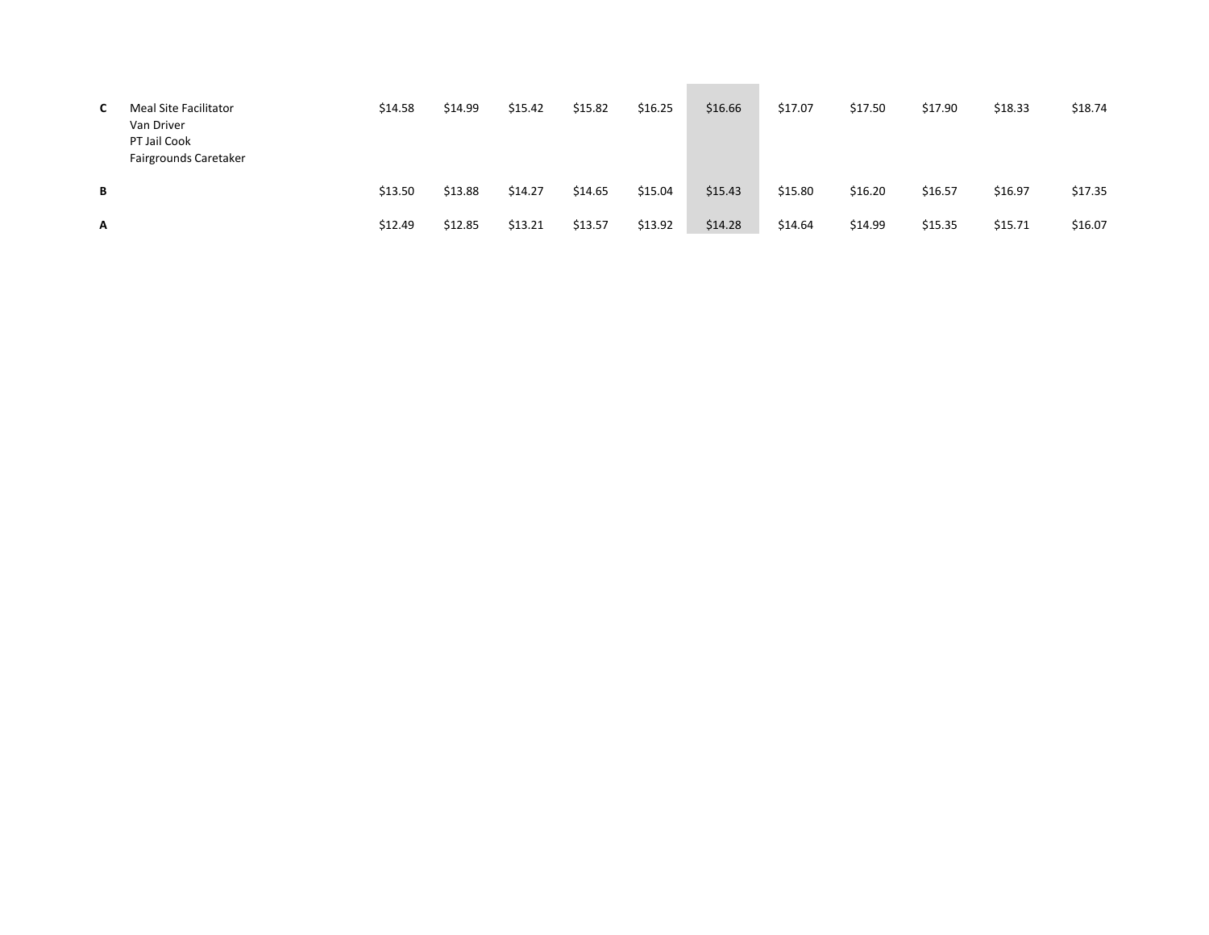| | | | | | | | | | | | | |
|---|---|---|---|---|---|---|---|---|---|---|---|---|
| **C** | Meal Site Facilitator<br>Van Driver<br>PT Jail Cook<br>Fairgrounds Caretaker | $14.58 | $14.99 | $15.42 | $15.82 | $16.25 | $16.66 | $17.07 | $17.50 | $17.90 | $18.33 | $18.74 |
| **B** | | $13.50 | $13.88 | $14.27 | $14.65 | $15.04 | $15.43 | $15.80 | $16.20 | $16.57 | $16.97 | $17.35 |
| **A** | | $12.49 | $12.85 | $13.21 | $13.57 | $13.92 | $14.28 | $14.64 | $14.99 | $15.35 | $15.71 | $16.07 |